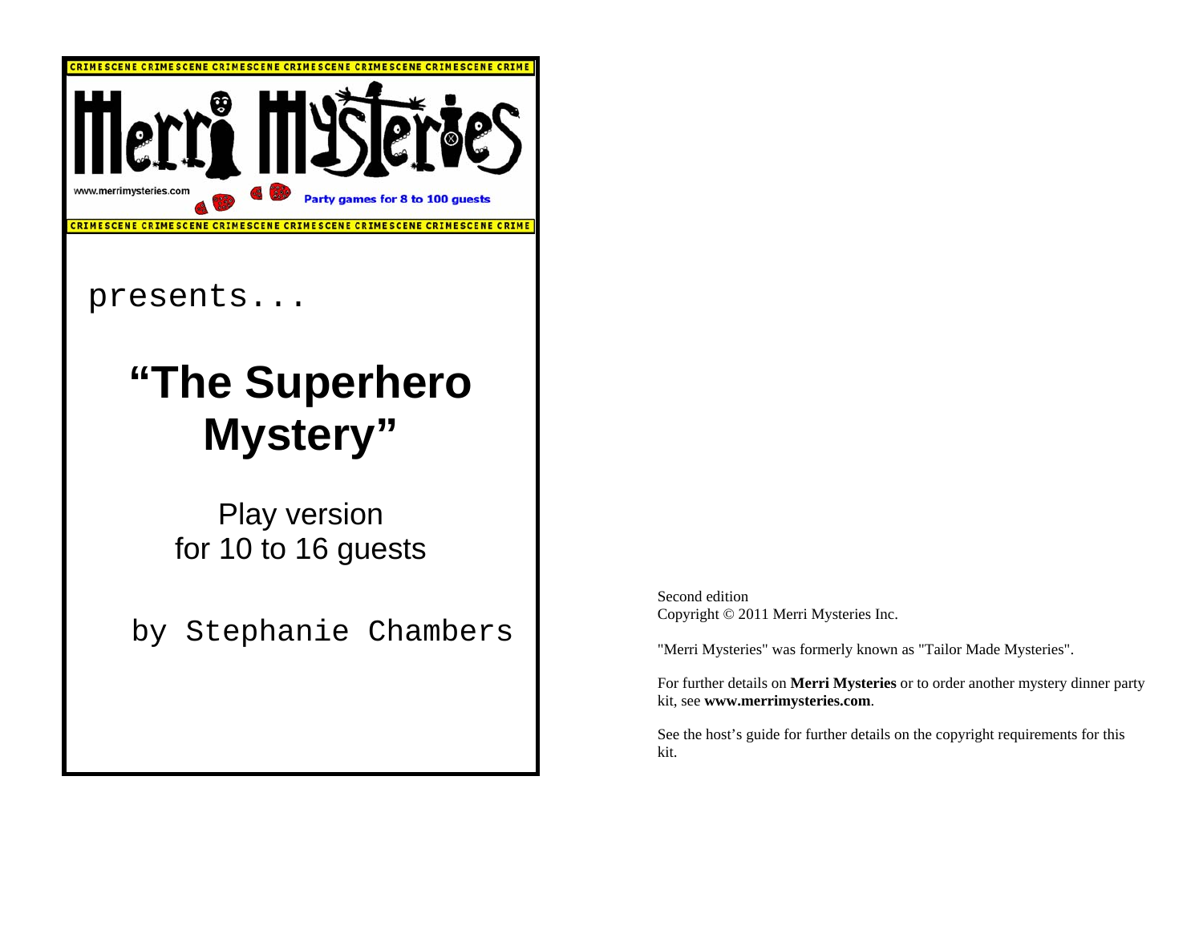CRIMESCENE CRIMESCENE CRIMESCENE CRIMESCENE CRIMESCENE CRIMESCENE CRIME

Merri Mysteries

www.merrimysteries.com

Party games for 8 to 100 guests

CRIMESCENE CRIMESCENE CRIMESCENE CRIMESCENE CRIMESCENE CRIMESCENE CRIME

presents...

# "The Superhero Mystery"

Play version
for 10 to 16 guests

by Stephanie Chambers

Second edition
Copyright © 2011 Merri Mysteries Inc.

"Merri Mysteries" was formerly known as "Tailor Made Mysteries".

For further details on **Merri Mysteries** or to order another mystery dinner party kit, see **www.merrimysteries.com**.

See the host's guide for further details on the copyright requirements for this kit.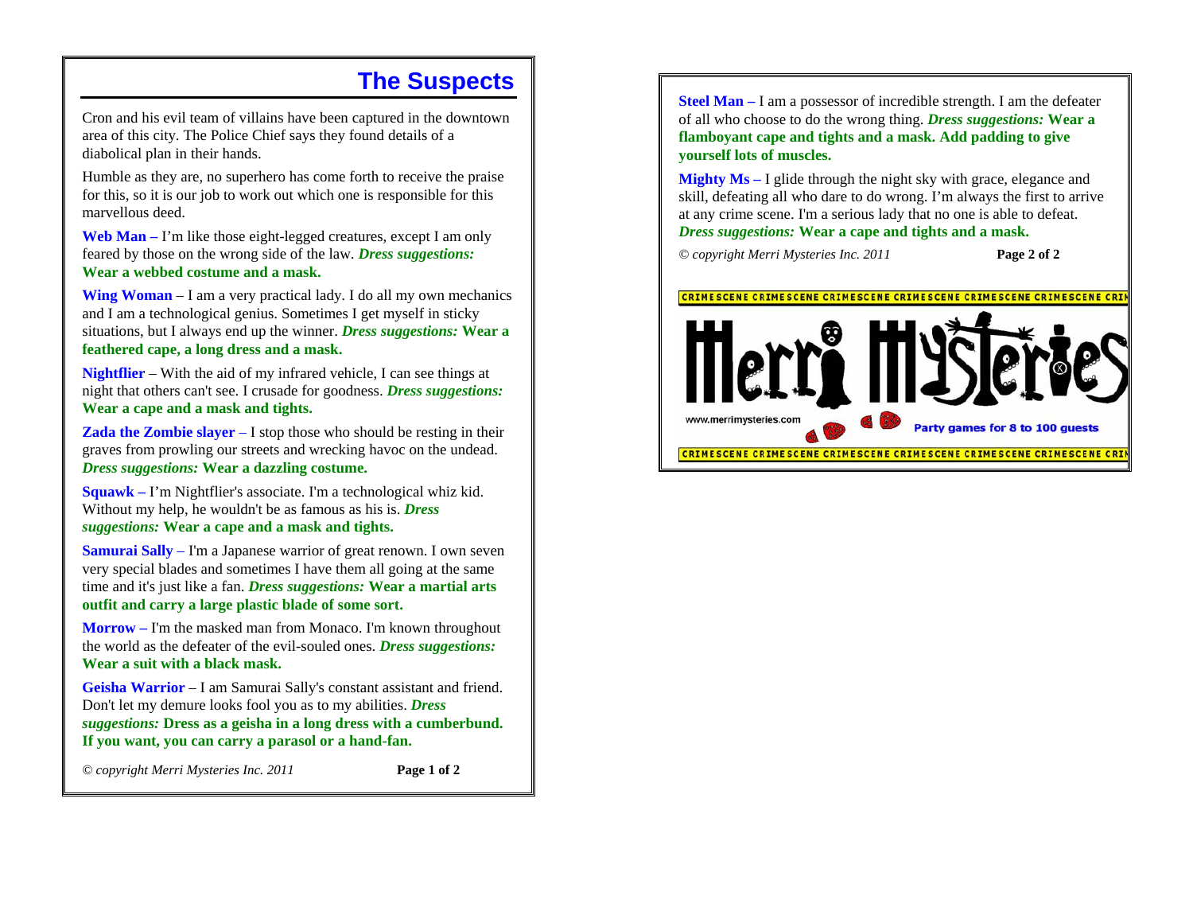# The Suspects

Cron and his evil team of villains have been captured in the downtown area of this city. The Police Chief says they found details of a diabolical plan in their hands.

Humble as they are, no superhero has come forth to receive the praise for this, so it is our job to work out which one is responsible for this marvellous deed.

**Web Man –** I'm like those eight-legged creatures, except I am only feared by those on the wrong side of the law. ***Dress suggestions:*** **Wear a webbed costume and a mask.**

**Wing Woman** – I am a very practical lady. I do all my own mechanics and I am a technological genius. Sometimes I get myself in sticky situations, but I always end up the winner. ***Dress suggestions:*** **Wear a feathered cape, a long dress and a mask.**

**Nightflier** – With the aid of my infrared vehicle, I can see things at night that others can't see. I crusade for goodness. ***Dress suggestions:*** **Wear a cape and a mask and tights.**

**Zada the Zombie slayer** – I stop those who should be resting in their graves from prowling our streets and wrecking havoc on the undead. ***Dress suggestions:*** **Wear a dazzling costume.**

**Squawk –** I'm Nightflier's associate. I'm a technological whiz kid. Without my help, he wouldn't be as famous as his is. ***Dress suggestions:*** **Wear a cape and a mask and tights.**

**Samurai Sally** – I'm a Japanese warrior of great renown. I own seven very special blades and sometimes I have them all going at the same time and it's just like a fan. ***Dress suggestions:*** **Wear a martial arts outfit and carry a large plastic blade of some sort.**

**Morrow –** I'm the masked man from Monaco. I'm known throughout the world as the defeater of the evil-souled ones. ***Dress suggestions:*** **Wear a suit with a black mask.**

**Geisha Warrior** – I am Samurai Sally's constant assistant and friend. Don't let my demure looks fool you as to my abilities. ***Dress suggestions:*** **Dress as a geisha in a long dress with a cumberbund. If you want, you can carry a parasol or a hand-fan.**

*© copyright Merri Mysteries Inc. 2011*

**Steel Man –** I am a possessor of incredible strength. I am the defeater of all who choose to do the wrong thing. ***Dress suggestions:*** **Wear a flamboyant cape and tights and a mask. Add padding to give yourself lots of muscles.**

**Mighty Ms –** I glide through the night sky with grace, elegance and skill, defeating all who dare to do wrong. I'm always the first to arrive at any crime scene. I'm a serious lady that no one is able to defeat. ***Dress suggestions:*** **Wear a cape and tights and a mask.**

*© copyright Merri Mysteries Inc. 2011*

CRIMESCENE CRIMESCENE CRIMESCENE CRIMESCENE CRIMESCENE CRIMESCENE

Merri Mysteries

www.merrimysteries.com

Party games for 8 to 100 guests

CRIMESCENE CRIMESCENE CRIMESCENE CRIMESCENE CRIMESCENE CRIMESCENE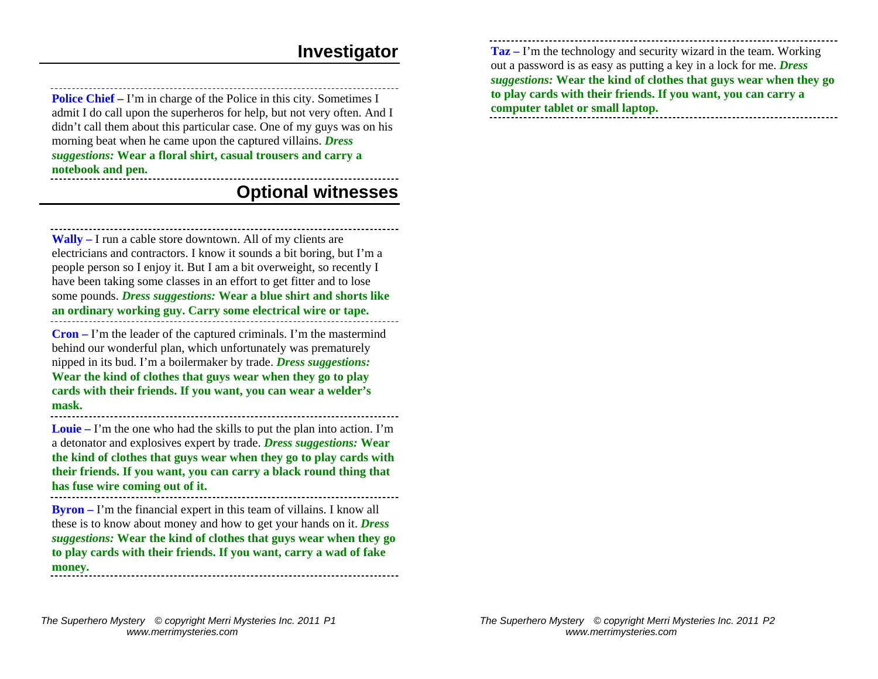## Investigator

**Police Chief –** I'm in charge of the Police in this city. Sometimes I admit I do call upon the superheros for help, but not very often. And I didn't call them about this particular case. One of my guys was on his morning beat when he came upon the captured villains. ***Dress suggestions:*** **Wear a floral shirt, casual trousers and carry a notebook and pen.**

## Optional witnesses

**Wally –** I run a cable store downtown. All of my clients are electricians and contractors. I know it sounds a bit boring, but I'm a people person so I enjoy it. But I am a bit overweight, so recently I have been taking some classes in an effort to get fitter and to lose some pounds. ***Dress suggestions:*** **Wear a blue shirt and shorts like an ordinary working guy. Carry some electrical wire or tape.**

**Cron –** I'm the leader of the captured criminals. I'm the mastermind behind our wonderful plan, which unfortunately was prematurely nipped in its bud. I'm a boilermaker by trade. ***Dress suggestions:*** **Wear the kind of clothes that guys wear when they go to play cards with their friends. If you want, you can wear a welder's mask.**

**Louie –** I'm the one who had the skills to put the plan into action. I'm a detonator and explosives expert by trade. ***Dress suggestions:*** **Wear the kind of clothes that guys wear when they go to play cards with their friends. If you want, you can carry a black round thing that has fuse wire coming out of it.**

**Byron –** I'm the financial expert in this team of villains. I know all these is to know about money and how to get your hands on it. ***Dress suggestions:*** **Wear the kind of clothes that guys wear when they go to play cards with their friends. If you want, carry a wad of fake money.**

**Taz –** I'm the technology and security wizard in the team. Working out a password is as easy as putting a key in a lock for me. ***Dress suggestions:*** **Wear the kind of clothes that guys wear when they go to play cards with their friends. If you want, you can carry a computer tablet or small laptop.**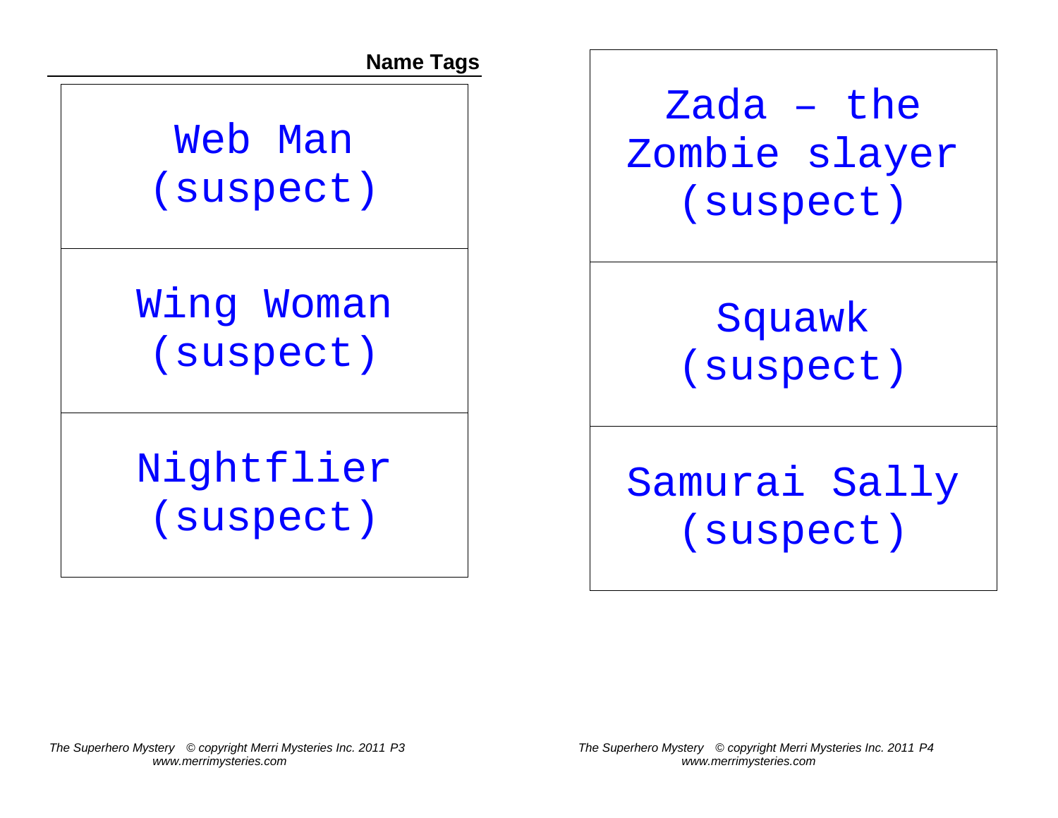## Name Tags

Web Man
(suspect)

Wing Woman
(suspect)

Nightflier
(suspect)

Zada – the Zombie slayer
(suspect)

Squawk
(suspect)

Samurai Sally
(suspect)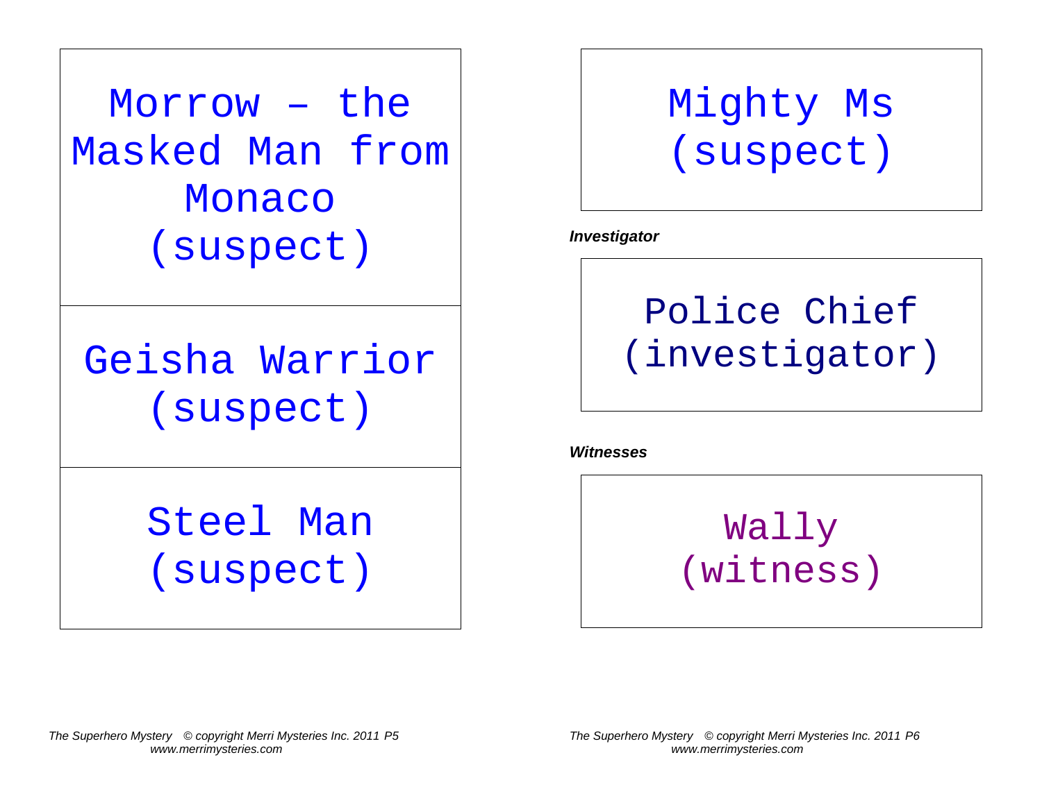Morrow – the Masked Man from Monaco
(suspect)

Geisha Warrior
(suspect)

Steel Man
(suspect)

Mighty Ms
(suspect)

***Investigator***

Police Chief
(investigator)

***Witnesses***

Wally
(witness)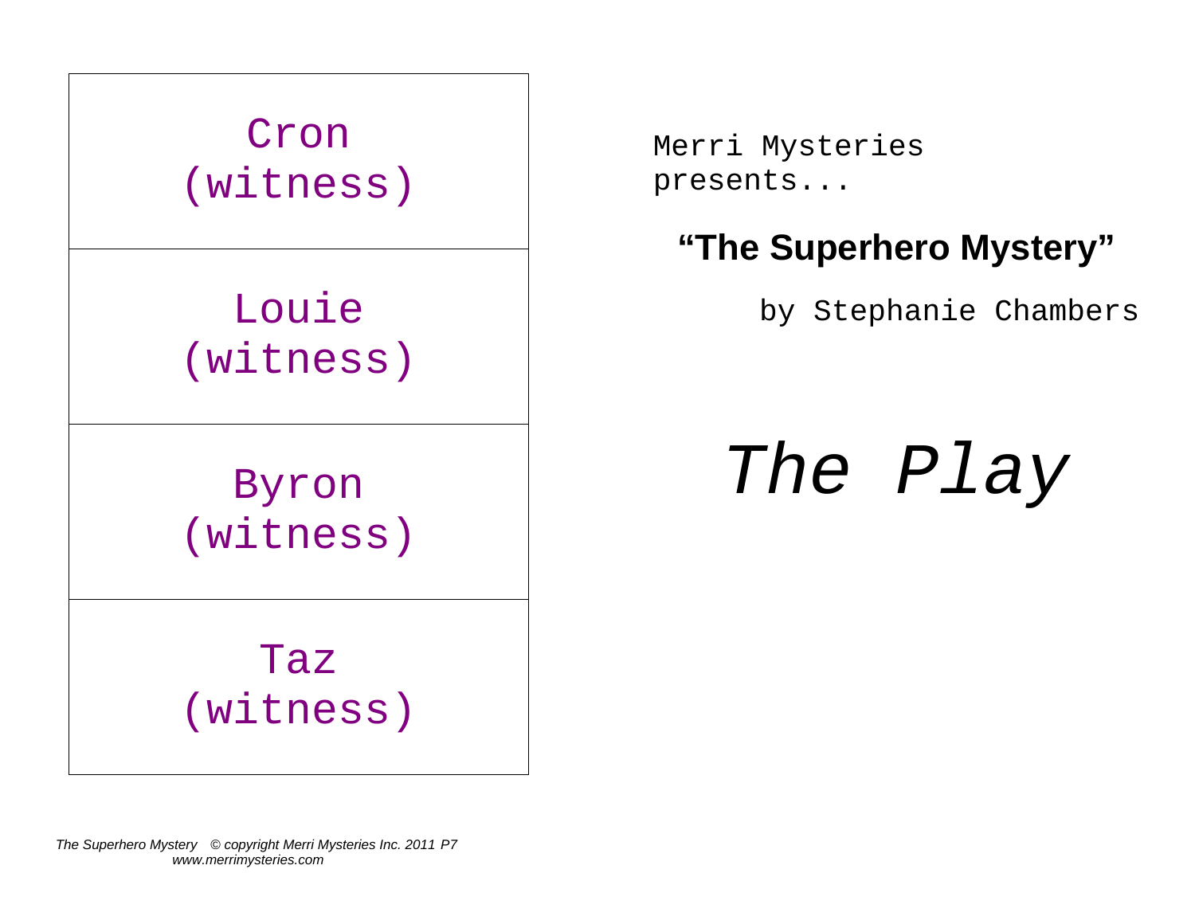Cron
(witness)

Louie
(witness)

Byron
(witness)

Taz
(witness)

Merri Mysteries presents...

## "The Superhero Mystery"

by Stephanie Chambers

# *The Play*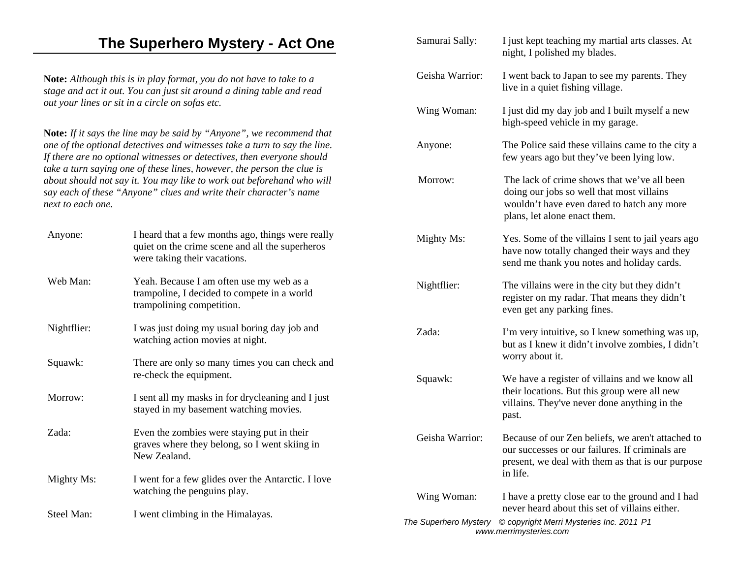# The Superhero Mystery - Act One

**Note:** *Although this is in play format, you do not have to take to a stage and act it out. You can just sit around a dining table and read out your lines or sit in a circle on sofas etc.*

**Note:** *If it says the line may be said by "Anyone", we recommend that one of the optional detectives and witnesses take a turn to say the line. If there are no optional witnesses or detectives, then everyone should take a turn saying one of these lines, however, the person the clue is about should not say it. You may like to work out beforehand who will say each of these "Anyone" clues and write their character's name next to each one.*

| | |
|---|---|
| Anyone: | I heard that a few months ago, things were really quiet on the crime scene and all the superheros were taking their vacations. |
| Web Man: | Yeah. Because I am often use my web as a trampoline, I decided to compete in a world trampolining competition. |
| Nightflier: | I was just doing my usual boring day job and watching action movies at night. |
| Squawk: | There are only so many times you can check and re-check the equipment. |
| Morrow: | I sent all my masks in for drycleaning and I just stayed in my basement watching movies. |
| Zada: | Even the zombies were staying put in their graves where they belong, so I went skiing in New Zealand. |
| Mighty Ms: | I went for a few glides over the Antarctic. I love watching the penguins play. |
| Steel Man: | I went climbing in the Himalayas. |
| Samurai Sally: | I just kept teaching my martial arts classes. At night, I polished my blades. |
| Geisha Warrior: | I went back to Japan to see my parents. They live in a quiet fishing village. |
| Wing Woman: | I just did my day job and I built myself a new high-speed vehicle in my garage. |
| Anyone: | The Police said these villains came to the city a few years ago but they've been lying low. |
| Morrow: | The lack of crime shows that we've all been doing our jobs so well that most villains wouldn't have even dared to hatch any more plans, let alone enact them. |
| Mighty Ms: | Yes. Some of the villains I sent to jail years ago have now totally changed their ways and they send me thank you notes and holiday cards. |
| Nightflier: | The villains were in the city but they didn't register on my radar. That means they didn't even get any parking fines. |
| Zada: | I'm very intuitive, so I knew something was up, but as I knew it didn't involve zombies, I didn't worry about it. |
| Squawk: | We have a register of villains and we know all their locations. But this group were all new villains. They've never done anything in the past. |
| Geisha Warrior: | Because of our Zen beliefs, we aren't attached to our successes or our failures. If criminals are present, we deal with them as that is our purpose in life. |
| Wing Woman: | I have a pretty close ear to the ground and I had never heard about this set of villains either. |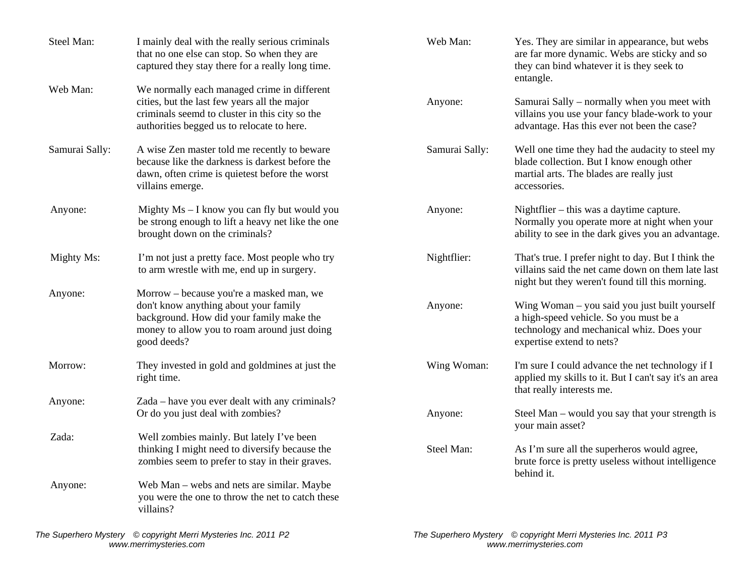Steel Man: I mainly deal with the really serious criminals that no one else can stop. So when they are captured they stay there for a really long time.

Web Man: We normally each managed crime in different cities, but the last few years all the major criminals seemd to cluster in this city so the authorities begged us to relocate to here.

Samurai Sally: A wise Zen master told me recently to beware because like the darkness is darkest before the dawn, often crime is quietest before the worst villains emerge.

Anyone: Mighty Ms – I know you can fly but would you be strong enough to lift a heavy net like the one brought down on the criminals?

Mighty Ms: I'm not just a pretty face. Most people who try to arm wrestle with me, end up in surgery.

Anyone: Morrow – because you're a masked man, we don't know anything about your family background. How did your family make the money to allow you to roam around just doing good deeds?

Morrow: They invested in gold and goldmines at just the right time.

Anyone: Zada – have you ever dealt with any criminals? Or do you just deal with zombies?

Zada: Well zombies mainly. But lately I've been thinking I might need to diversify because the zombies seem to prefer to stay in their graves.

Anyone: Web Man – webs and nets are similar. Maybe you were the one to throw the net to catch these villains?

Web Man: Yes. They are similar in appearance, but webs are far more dynamic. Webs are sticky and so they can bind whatever it is they seek to entangle.

Anyone: Samurai Sally – normally when you meet with villains you use your fancy blade-work to your advantage. Has this ever not been the case?

Samurai Sally: Well one time they had the audacity to steel my blade collection. But I know enough other martial arts. The blades are really just accessories.

Anyone: Nightflier – this was a daytime capture. Normally you operate more at night when your ability to see in the dark gives you an advantage.

Nightflier: That's true. I prefer night to day. But I think the villains said the net came down on them late last night but they weren't found till this morning.

Anyone: Wing Woman – you said you just built yourself a high-speed vehicle. So you must be a technology and mechanical whiz. Does your expertise extend to nets?

Wing Woman: I'm sure I could advance the net technology if I applied my skills to it. But I can't say it's an area that really interests me.

Anyone: Steel Man – would you say that your strength is your main asset?

Steel Man: As I'm sure all the superheros would agree, brute force is pretty useless without intelligence behind it.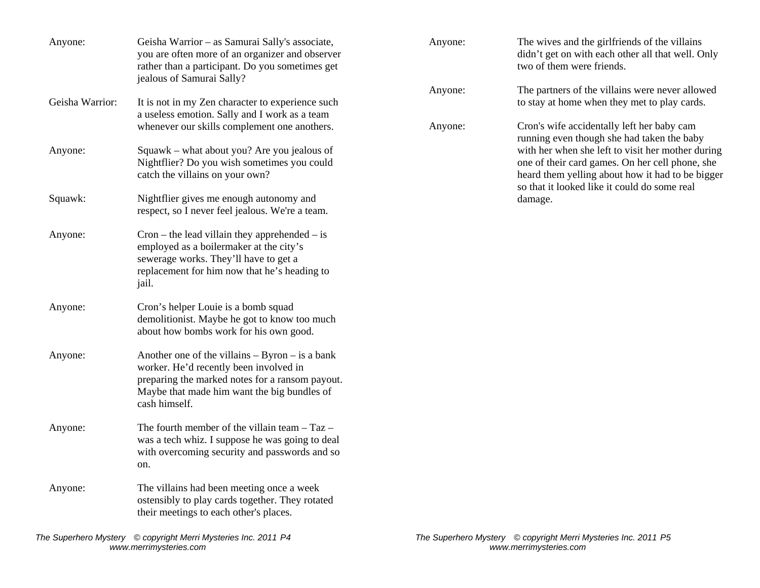Anyone: Geisha Warrior – as Samurai Sally's associate, you are often more of an organizer and observer rather than a participant. Do you sometimes get jealous of Samurai Sally?

Geisha Warrior: It is not in my Zen character to experience such a useless emotion. Sally and I work as a team whenever our skills complement one anothers.

Anyone: Squawk – what about you? Are you jealous of Nightflier? Do you wish sometimes you could catch the villains on your own?

Squawk: Nightflier gives me enough autonomy and respect, so I never feel jealous. We're a team.

Anyone: Cron – the lead villain they apprehended – is employed as a boilermaker at the city's sewerage works. They'll have to get a replacement for him now that he's heading to jail.

Anyone: Cron's helper Louie is a bomb squad demolitionist. Maybe he got to know too much about how bombs work for his own good.

Anyone: Another one of the villains – Byron – is a bank worker. He'd recently been involved in preparing the marked notes for a ransom payout. Maybe that made him want the big bundles of cash himself.

Anyone: The fourth member of the villain team – Taz – was a tech whiz. I suppose he was going to deal with overcoming security and passwords and so on.

Anyone: The villains had been meeting once a week ostensibly to play cards together. They rotated their meetings to each other's places.

Anyone: The wives and the girlfriends of the villains didn't get on with each other all that well. Only two of them were friends.

Anyone: The partners of the villains were never allowed to stay at home when they met to play cards.

Anyone: Cron's wife accidentally left her baby cam running even though she had taken the baby with her when she left to visit her mother during one of their card games. On her cell phone, she heard them yelling about how it had to be bigger so that it looked like it could do some real damage.